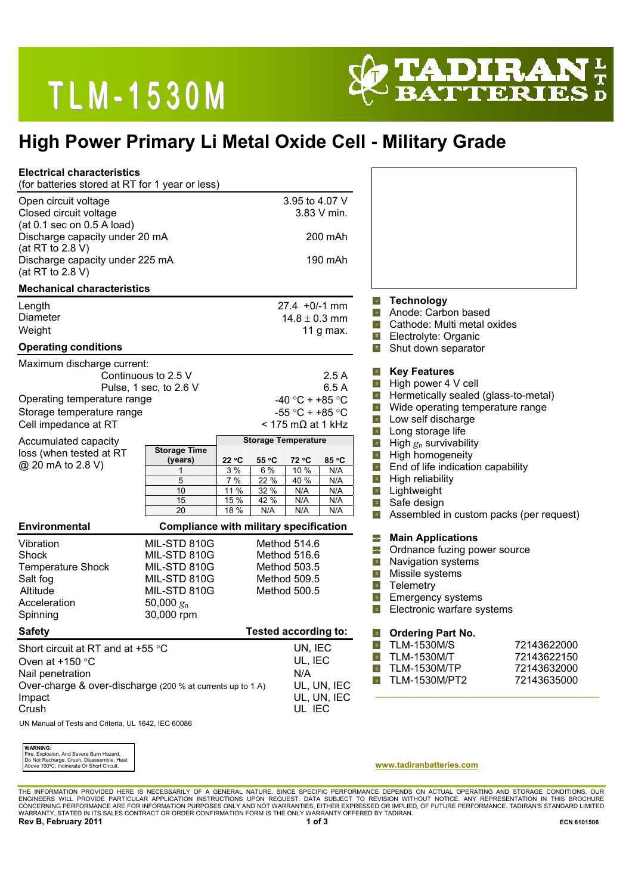# TLM-1530M

TADIRAN BATTERIES LTD

## High Power Primary Li Metal Oxide Cell - Military Grade

### Electrical characteristics

(for batteries stored at RT for 1 year or less)

| | |
|---|---|
| Open circuit voltage | 3.95 to 4.07 V |
| Closed circuit voltage (at 0.1 sec on 0.5 A load) | 3.83 V min. |
| Discharge capacity under 20 mA (at RT to 2.8 V) | 200 mAh |
| Discharge capacity under 225 mA (at RT to 2.8 V) | 190 mAh |

### Mechanical characteristics

| | |
|---|---|
| Length | 27.4 +0/-1 mm |
| Diameter | 14.8 ± 0.3 mm |
| Weight | 11 g max. |

### Operating conditions

| | |
|---|---|
| Maximum discharge current: | |
| Continuous to 2.5 V | 2.5 A |
| Pulse, 1 sec, to 2.6 V | 6.5 A |
| Operating temperature range | -40 °C ÷ +85 °C |
| Storage temperature range | -55 °C ÷ +85 °C |
| Cell impedance at RT | < 175 mΩ at 1 kHz |

Accumulated capacity loss (when tested at RT @ 20 mA to 2.8 V)

| Storage Time (years) | Storage Temperature 22 °C | 55 °C | 72 °C | 85 °C |
|---|---|---|---|---|
| 1 | 3 % | 6 % | 10 % | N/A |
| 5 | 7 % | 22 % | 40 % | N/A |
| 10 | 11 % | 32 % | N/A | N/A |
| 15 | 15 % | 42 % | N/A | N/A |
| 20 | 18 % | N/A | N/A | N/A |

### Environmental

| | Compliance with military specification | |
|---|---|---|
| Vibration | MIL-STD 810G | Method 514.6 |
| Shock | MIL-STD 810G | Method 516.6 |
| Temperature Shock | MIL-STD 810G | Method 503.5 |
| Salt fog | MIL-STD 810G | Method 509.5 |
| Altitude | MIL-STD 810G | Method 500.5 |
| Acceleration | 50,000 $g_n$ | |
| Spinning | 30,000 rpm | |

### Safety

| | Tested according to: |
|---|---|
| Short circuit at RT and at +55 °C | UN, IEC |
| Oven at +150 °C | UL, IEC |
| Nail penetration | N/A |
| Over-charge & over-discharge (200 % at currents up to 1 A) | UL, UN, IEC |
| Impact | UL, UN, IEC |
| Crush | UL IEC |

UN Manual of Tests and Criteria, UL 1642, IEC 60086

**WARNING:**
Fire, Explosion, And Severe Burn Hazard. Do Not Recharge, Crush, Disassemble, Heat Above 100ºC, Incinerate Or Short Circuit.

### Technology

- Anode: Carbon based
- Cathode: Multi metal oxides
- Electrolyte: Organic
- Shut down separator

### Key Features

- High power 4 V cell
- Hermetically sealed (glass-to-metal)
- Wide operating temperature range
- Low self discharge
- Long storage life
- High $g_n$ survivability
- High homogeneity
- End of life indication capability
- High reliability
- Lightweight
- Safe design
- Assembled in custom packs (per request)

### Main Applications

- Ordnance fuzing power source
- Navigation systems
- Missile systems
- Telemetry
- Emergency systems
- Electronic warfare systems

### Ordering Part No.

| | |
|---|---|
| TLM-1530M/S | 72143622000 |
| TLM-1530M/T | 72143622150 |
| TLM-1530M/TP | 72143632000 |
| TLM-1530M/PT2 | 72143635000 |

www.tadiranbatteries.com

THE INFORMATION PROVIDED HERE IS NECESSARILY OF A GENERAL NATURE. SINCE SPECIFIC PERFORMANCE DEPENDS ON ACTUAL OPERATING AND STORAGE CONDITIONS, OUR ENGINEERS WILL PROVIDE PARTICULAR APPLICATION INSTRUCTIONS UPON REQUEST. DATA SUBJECT TO REVISION WITHOUT NOTICE. ANY REPRESENTATION IN THIS BROCHURE CONCERNING PERFORMANCE ARE FOR INFORMATION PURPOSES ONLY AND NOT WARRANTIES, EITHER EXPRESSED OR IMPLIED, OF FUTURE PERFORMANCE. TADIRAN'S STANDARD LIMITED WARRANTY, STATED IN ITS SALES CONTRACT OR ORDER CONFIRMATION FORM IS THE ONLY WARRANTY OFFERED BY TADIRAN.

**Rev B, February 2011** ECN 6101506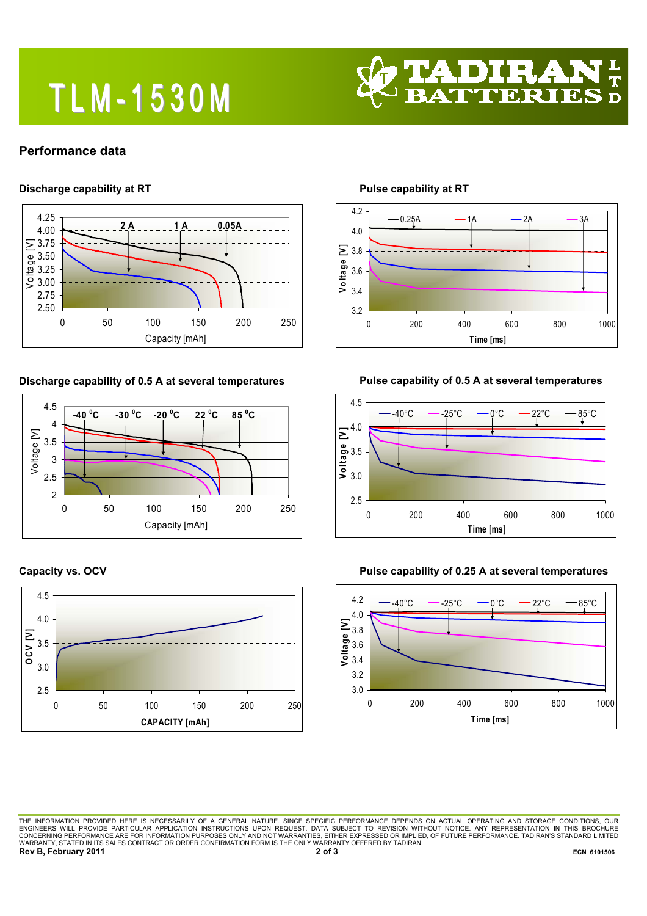# TLM-1530M

## Performance data

### Discharge capability at RT

### Pulse capability at RT

### Discharge capability of 0.5 A at several temperatures

### Pulse capability of 0.5 A at several temperatures

### Capacity vs. OCV

### Pulse capability of 0.25 A at several temperatures

THE INFORMATION PROVIDED HERE IS NECESSARILY OF A GENERAL NATURE. SINCE SPECIFIC PERFORMANCE DEPENDS ON ACTUAL OPERATING AND STORAGE CONDITIONS, OUR ENGINEERS WILL PROVIDE PARTICULAR APPLICATION INSTRUCTIONS UPON REQUEST. DATA SUBJECT TO REVISION WITHOUT NOTICE. ANY REPRESENTATION IN THIS BROCHURE CONCERNING PERFORMANCE ARE FOR INFORMATION PURPOSES ONLY AND NOT WARRANTIES, EITHER EXPRESSED OR IMPLIED, OF FUTURE PERFORMANCE. TADIRAN'S STANDARD LIMITED WARRANTY, STATED IN ITS SALES CONTRACT OR ORDER CONFIRMATION FORM IS THE ONLY WARRANTY OFFERED BY TADIRAN.

**Rev B, February 2011** ECN 6101506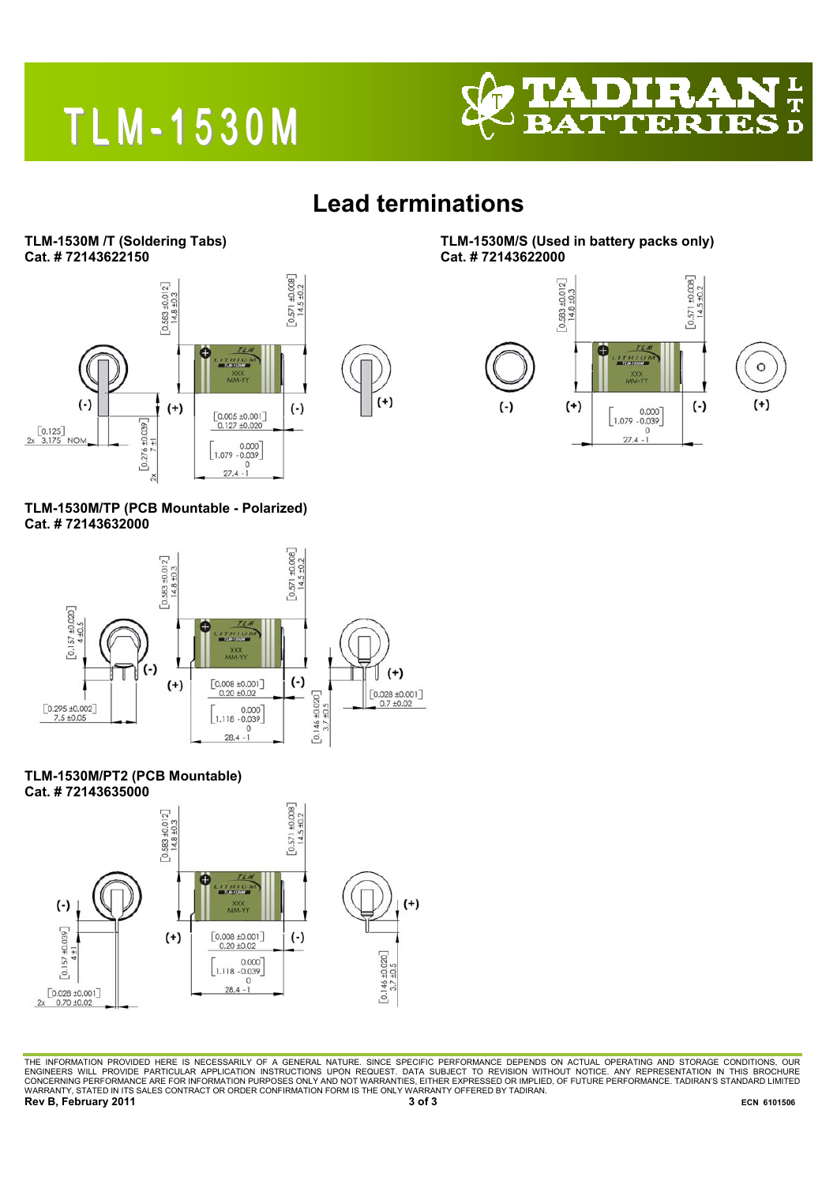# TLM-1530M

TADIRAN BATTERIES LTD

## Lead terminations

### TLM-1530M /T (Soldering Tabs)
**Cat. # 72143622150**

[0.583 ±0.012]
14.8 ±0.3

[0.571 ±0.008]
14.5 ±0.2

(-) (+) (-) (+)

[0.125]
2x 3.175 NOM

[0.276 ±0.039]
7 ±1
2x

[0.005 ±0.001]
0.127 ±0.020

[1.079 +0.000 -0.039]
27.4 +0 -1

### TLM-1530M/S (Used in battery packs only)
**Cat. # 72143622000**

[0.583 ±0.012]
14.8 ±0.3

[0.571 ±0.008]
14.5 ±0.2

(-) (+) (-) (+)

[1.079 +0.000 -0.039]
27.4 +0 -1

### TLM-1530M/TP (PCB Mountable - Polarized)
**Cat. # 72143632000**

[0.583 ±0.012]
14.8 ±0.3

[0.571 ±0.008]
14.5 ±0.2

[0.157 ±0.020]
4 ±0.5

(-) (+) (-) (+)

[0.295 ±0.002]
7.5 ±0.05

[0.008 ±0.001]
0.20 ±0.02

[1.118 +0.000 -0.039]
28.4 +0 -1

[0.146 ±0.020]
3.7 ±0.5

[0.028 ±0.001]
0.7 ±0.02

### TLM-1530M/PT2 (PCB Mountable)
**Cat. # 72143635000**

[0.583 ±0.012]
14.8 ±0.3

[0.571 ±0.008]
14.5 ±0.2

(-) (+) (-) (+)

[0.157 ±0.039]
4 ±1

[0.028 ±0.001]
2x 0.70 ±0.02

[0.008 ±0.001]
0.20 ±0.02

[1.118 +0.000 -0.039]
28.4 +0 -1

[0.146 ±0.020]
3.7 ±0.5

THE INFORMATION PROVIDED HERE IS NECESSARILY OF A GENERAL NATURE. SINCE SPECIFIC PERFORMANCE DEPENDS ON ACTUAL OPERATING AND STORAGE CONDITIONS, OUR ENGINEERS WILL PROVIDE PARTICULAR APPLICATION INSTRUCTIONS UPON REQUEST. DATA SUBJECT TO REVISION WITHOUT NOTICE. ANY REPRESENTATION IN THIS BROCHURE CONCERNING PERFORMANCE ARE FOR INFORMATION PURPOSES ONLY AND NOT WARRANTIES, EITHER EXPRESSED OR IMPLIED, OF FUTURE PERFORMANCE. TADIRAN'S STANDARD LIMITED WARRANTY, STATED IN ITS SALES CONTRACT OR ORDER CONFIRMATION FORM IS THE ONLY WARRANTY OFFERED BY TADIRAN.

**Rev B, February 2011**

**ECN 6101506**